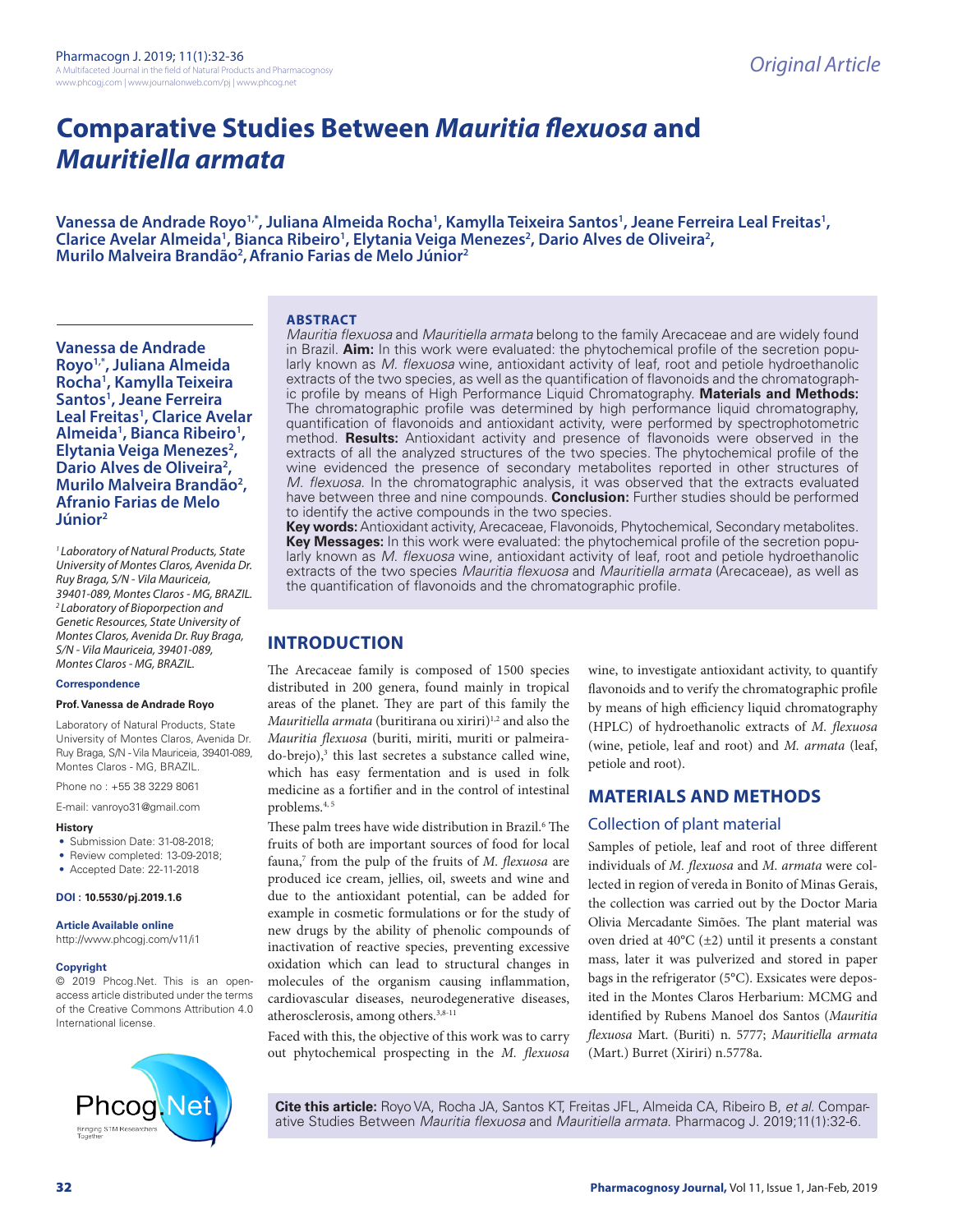Original Article

# Comparative Studies Between *Mauritia flexuosa* and *Mauritiella armata*

**Vanessa de Andrade Royo[1,*], Juliana Almeida Rocha[1], Kamylla Teixeira Santos[1], Jeane Ferreira Leal Freitas[1], Clarice Avelar Almeida[1], Bianca Ribeiro[1], Elytania Veiga Menezes[2], Dario Alves de Oliveira[2], Murilo Malveira Brandão[2], Afranio Farias de Melo Júnior[2]**

*[1]Laboratory of Natural Products, State University of Montes Claros, Avenida Dr. Ruy Braga, S/N - Vila Mauriceia, 39401-089, Montes Claros - MG, BRAZIL.*
*[2]Laboratory of Bioporpection and Genetic Resources, State University of Montes Claros, Avenida Dr. Ruy Braga, S/N - Vila Mauriceia, 39401-089, Montes Claros - MG, BRAZIL.*

**Correspondence**

**Prof. Vanessa de Andrade Royo**

Laboratory of Natural Products, State University of Montes Claros, Avenida Dr. Ruy Braga, S/N - Vila Mauriceia, 39401-089, Montes Claros - MG, BRAZIL.

Phone no : +55 38 3229 8061

E-mail: vanroyo31@gmail.com

**History**

- Submission Date: 31-08-2018;
- Review completed: 13-09-2018;
- Accepted Date: 22-11-2018

**DOI : 10.5530/pj.2019.1.6**

**Article Available online**

http://www.phcogj.com/v11/i1

**Copyright**

© 2019 Phcog.Net. This is an open-access article distributed under the terms of the Creative Commons Attribution 4.0 International license.

## ABSTRACT

*Mauritia flexuosa* and *Mauritiella armata* belong to the family Arecaceae and are widely found in Brazil. **Aim:** In this work were evaluated: the phytochemical profile of the secretion popularly known as *M. flexuosa* wine, antioxidant activity of leaf, root and petiole hydroethanolic extracts of the two species, as well as the quantification of flavonoids and the chromatographic profile by means of High Performance Liquid Chromatography. **Materials and Methods:** The chromatographic profile was determined by high performance liquid chromatography, quantification of flavonoids and antioxidant activity, were performed by spectrophotometric method. **Results:** Antioxidant activity and presence of flavonoids were observed in the extracts of all the analyzed structures of the two species. The phytochemical profile of the wine evidenced the presence of secondary metabolites reported in other structures of *M. flexuosa.* In the chromatographic analysis, it was observed that the extracts evaluated have between three and nine compounds. **Conclusion:** Further studies should be performed to identify the active compounds in the two species.

**Key words:** Antioxidant activity, Arecaceae, Flavonoids, Phytochemical, Secondary metabolites.

**Key Messages:** In this work were evaluated: the phytochemical profile of the secretion popularly known as *M. flexuosa* wine, antioxidant activity of leaf, root and petiole hydroethanolic extracts of the two species *Mauritia flexuosa* and *Mauritiella armata* (Arecaceae), as well as the quantification of flavonoids and the chromatographic profile.

## INTRODUCTION

The Arecaceae family is composed of 1500 species distributed in 200 genera, found mainly in tropical areas of the planet. They are part of this family the *Mauritiella armata* (buritirana ou xiriri)[1,2] and also the *Mauritia flexuosa* (buriti, miriti, muriti or palmeira-do-brejo),[3] this last secretes a substance called wine, which has easy fermentation and is used in folk medicine as a fortifier and in the control of intestinal problems.[4, 5]

These palm trees have wide distribution in Brazil.[6] The fruits of both are important sources of food for local fauna,[7] from the pulp of the fruits of *M. flexuosa* are produced ice cream, jellies, oil, sweets and wine and due to the antioxidant potential, can be added for example in cosmetic formulations or for the study of new drugs by the ability of phenolic compounds of inactivation of reactive species, preventing excessive oxidation which can lead to structural changes in molecules of the organism causing inflammation, cardiovascular diseases, neurodegenerative diseases, atherosclerosis, among others.[3,8-11]

Faced with this, the objective of this work was to carry out phytochemical prospecting in the *M. flexuosa* wine, to investigate antioxidant activity, to quantify flavonoids and to verify the chromatographic profile by means of high efficiency liquid chromatography (HPLC) of hydroethanolic extracts of *M. flexuosa* (wine, petiole, leaf and root) and *M. armata* (leaf, petiole and root).

## MATERIALS AND METHODS

### Collection of plant material

Samples of petiole, leaf and root of three different individuals of *M. flexuosa* and *M. armata* were collected in region of vereda in Bonito of Minas Gerais, the collection was carried out by the Doctor Maria Olivia Mercadante Simões. The plant material was oven dried at 40°C (±2) until it presents a constant mass, later it was pulverized and stored in paper bags in the refrigerator (5°C). Exsicates were deposited in the Montes Claros Herbarium: MCMG and identified by Rubens Manoel dos Santos (*Mauritia flexuosa* Mart. (Buriti) n. 5777; *Mauritiella armata* (Mart.) Burret (Xiriri) n.5778a.

**Cite this article:** Royo VA, Rocha JA, Santos KT, Freitas JFL, Almeida CA, Ribeiro B, *et al*. Comparative Studies Between *Mauritia flexuosa* and *Mauritiella armata*. Pharmacog J. 2019;11(1):32-6.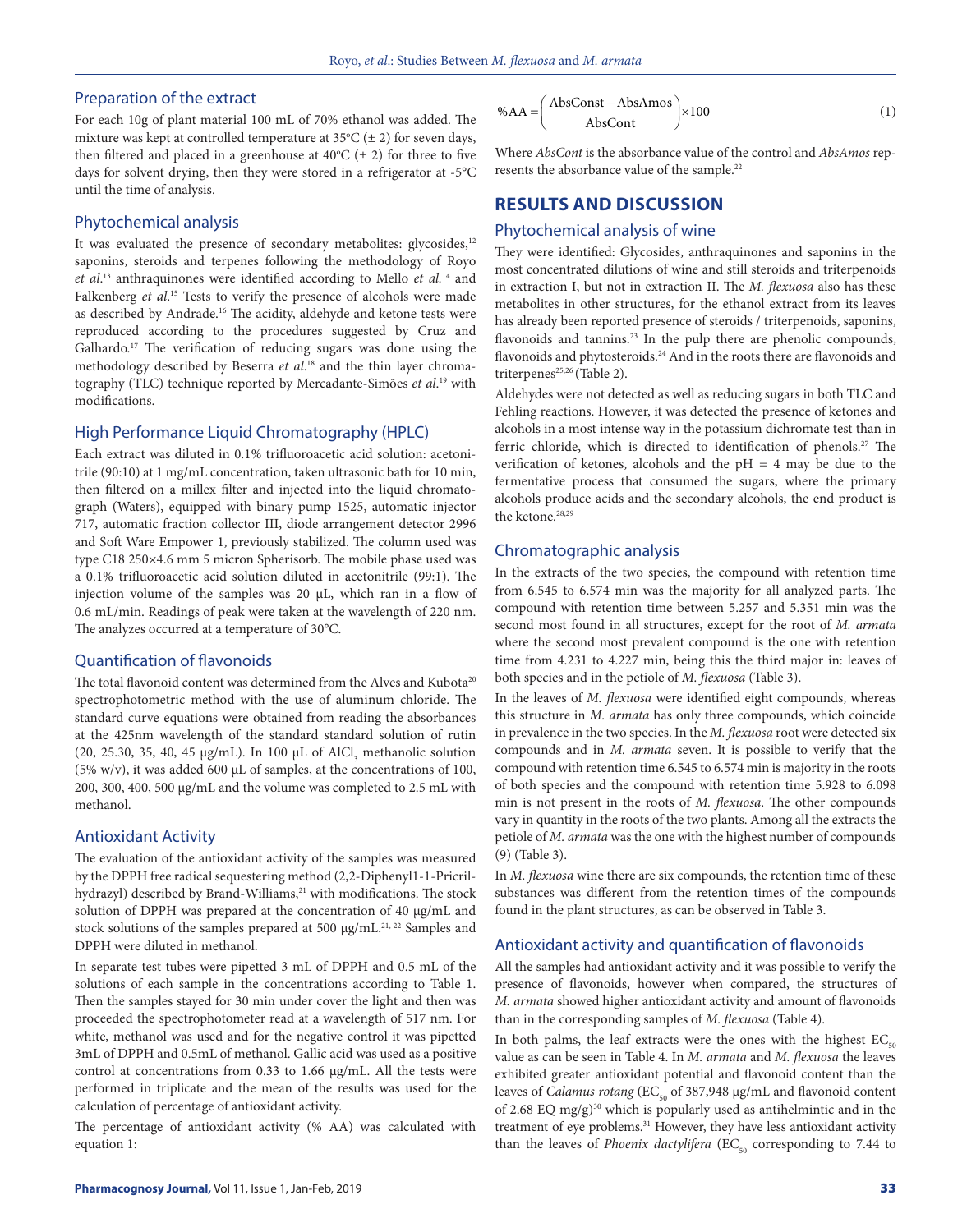### Preparation of the extract

For each 10g of plant material 100 mL of 70% ethanol was added. The mixture was kept at controlled temperature at 35ºC (± 2) for seven days, then filtered and placed in a greenhouse at 40ºC (± 2) for three to five days for solvent drying, then they were stored in a refrigerator at -5°C until the time of analysis.

### Phytochemical analysis

It was evaluated the presence of secondary metabolites: glycosides,[12] saponins, steroids and terpenes following the methodology of Royo *et al.*[13] anthraquinones were identified according to Mello *et al.*[14] and Falkenberg *et al.*[15] Tests to verify the presence of alcohols were made as described by Andrade.[16] The acidity, aldehyde and ketone tests were reproduced according to the procedures suggested by Cruz and Galhardo.[17] The verification of reducing sugars was done using the methodology described by Beserra *et al.*[18] and the thin layer chromatography (TLC) technique reported by Mercadante-Simões *et al.*[19] with modifications.

### High Performance Liquid Chromatography (HPLC)

Each extract was diluted in 0.1% trifluoroacetic acid solution: acetonitrile (90:10) at 1 mg/mL concentration, taken ultrasonic bath for 10 min, then filtered on a millex filter and injected into the liquid chromatograph (Waters), equipped with binary pump 1525, automatic injector 717, automatic fraction collector III, diode arrangement detector 2996 and Soft Ware Empower 1, previously stabilized. The column used was type C18 250×4.6 mm 5 micron Spherisorb. The mobile phase used was a 0.1% trifluoroacetic acid solution diluted in acetonitrile (99:1). The injection volume of the samples was 20 μL, which ran in a flow of 0.6 mL/min. Readings of peak were taken at the wavelength of 220 nm. The analyzes occurred at a temperature of 30°C.

### Quantification of flavonoids

The total flavonoid content was determined from the Alves and Kubota[20] spectrophotometric method with the use of aluminum chloride. The standard curve equations were obtained from reading the absorbances at the 425nm wavelength of the standard standard solution of rutin (20, 25.30, 35, 40, 45 μg/mL). In 100 μL of $AlCl_3$ methanolic solution (5% w/v), it was added 600 μL of samples, at the concentrations of 100, 200, 300, 400, 500 μg/mL and the volume was completed to 2.5 mL with methanol.

### Antioxidant Activity

The evaluation of the antioxidant activity of the samples was measured by the DPPH free radical sequestering method (2,2-Diphenyl1-1-Pricril-hydrazyl) described by Brand-Williams,[21] with modifications. The stock solution of DPPH was prepared at the concentration of 40 μg/mL and stock solutions of the samples prepared at 500 μg/mL.[21, 22] Samples and DPPH were diluted in methanol.

In separate test tubes were pipetted 3 mL of DPPH and 0.5 mL of the solutions of each sample in the concentrations according to Table 1. Then the samples stayed for 30 min under cover the light and then was proceeded the spectrophotometer read at a wavelength of 517 nm. For white, methanol was used and for the negative control it was pipetted 3mL of DPPH and 0.5mL of methanol. Gallic acid was used as a positive control at concentrations from 0.33 to 1.66 μg/mL. All the tests were performed in triplicate and the mean of the results was used for the calculation of percentage of antioxidant activity.

The percentage of antioxidant activity (% AA) was calculated with equation 1:

$$\%AA = \left(\frac{\text{AbsConst} - \text{AbsAmos}}{\text{AbsCont}}\right) \times 100 \quad (1)$$

Where *AbsCont* is the absorbance value of the control and *AbsAmos* represents the absorbance value of the sample.[22]

## RESULTS AND DISCUSSION

### Phytochemical analysis of wine

They were identified: Glycosides, anthraquinones and saponins in the most concentrated dilutions of wine and still steroids and triterpenoids in extraction I, but not in extraction II. The *M. flexuosa* also has these metabolites in other structures, for the ethanol extract from its leaves has already been reported presence of steroids / triterpenoids, saponins, flavonoids and tannins.[23] In the pulp there are phenolic compounds, flavonoids and phytosteroids.[24] And in the roots there are flavonoids and triterpenes[25,26] (Table 2).

Aldehydes were not detected as well as reducing sugars in both TLC and Fehling reactions. However, it was detected the presence of ketones and alcohols in a most intense way in the potassium dichromate test than in ferric chloride, which is directed to identification of phenols.[27] The verification of ketones, alcohols and the pH = 4 may be due to the fermentative process that consumed the sugars, where the primary alcohols produce acids and the secondary alcohols, the end product is the ketone.[28,29]

### Chromatographic analysis

In the extracts of the two species, the compound with retention time from 6.545 to 6.574 min was the majority for all analyzed parts. The compound with retention time between 5.257 and 5.351 min was the second most found in all structures, except for the root of *M. armata* where the second most prevalent compound is the one with retention time from 4.231 to 4.227 min, being this the third major in: leaves of both species and in the petiole of *M. flexuosa* (Table 3).

In the leaves of *M. flexuosa* were identified eight compounds, whereas this structure in *M. armata* has only three compounds, which coincide in prevalence in the two species. In the *M. flexuosa* root were detected six compounds and in *M. armata* seven. It is possible to verify that the compound with retention time 6.545 to 6.574 min is majority in the roots of both species and the compound with retention time 5.928 to 6.098 min is not present in the roots of *M. flexuosa*. The other compounds vary in quantity in the roots of the two plants. Among all the extracts the petiole of *M. armata* was the one with the highest number of compounds (9) (Table 3).

In *M. flexuosa* wine there are six compounds, the retention time of these substances was different from the retention times of the compounds found in the plant structures, as can be observed in Table 3.

### Antioxidant activity and quantification of flavonoids

All the samples had antioxidant activity and it was possible to verify the presence of flavonoids, however when compared, the structures of *M. armata* showed higher antioxidant activity and amount of flavonoids than in the corresponding samples of *M. flexuosa* (Table 4).

In both palms, the leaf extracts were the ones with the highest $EC_{50}$ value as can be seen in Table 4. In *M. armata* and *M. flexuosa* the leaves exhibited greater antioxidant potential and flavonoid content than the leaves of *Calamus rotang* ($EC_{50}$ of 387,948 μg/mL and flavonoid content of 2.68 EQ mg/g)[30] which is popularly used as antihelmintic and in the treatment of eye problems.[31] However, they have less antioxidant activity than the leaves of *Phoenix dactylifera* ($EC_{50}$ corresponding to 7.44 to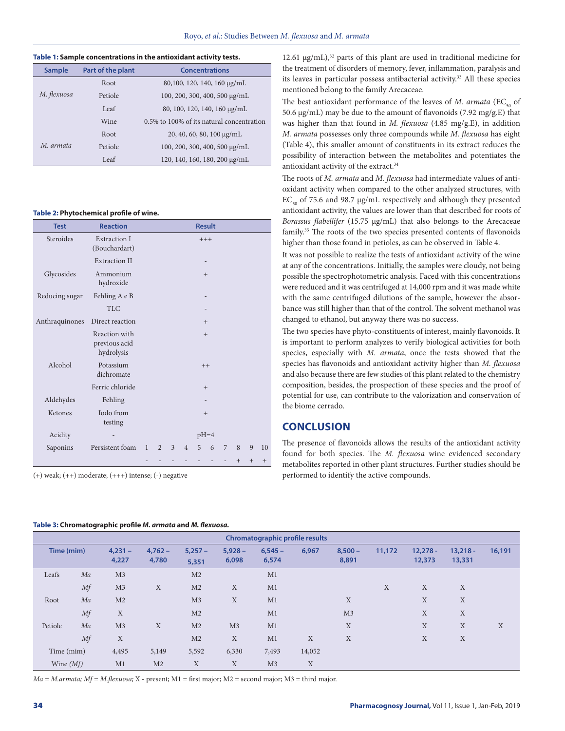**Table 1: Sample concentrations in the antioxidant activity tests.**

| Sample | Part of the plant | Concentrations |
|---|---|---|
| *M. flexuosa* | Root | 80,100, 120, 140, 160 μg/mL |
| | Petiole | 100, 200, 300, 400, 500 μg/mL |
| | Leaf | 80, 100, 120, 140, 160 μg/mL |
| | Wine | 0.5% to 100% of its natural concentration |
| *M. armata* | Root | 20, 40, 60, 80, 100 μg/mL |
| | Petiole | 100, 200, 300, 400, 500 μg/mL |
| | Leaf | 120, 140, 160, 180, 200 μg/mL |

**Table 2: Phytochemical profile of wine.**

| Test | Reaction | Result |
|---|---|---|
| Steroides | Extraction I (Bouchardart) | +++ |
| | Extraction II | - |
| Glycosides | Ammonium hydroxide | + |
| Reducing sugar | Fehling A e B | - |
| | TLC | - |
| Anthraquinones | Direct reaction | + |
| | Reaction with previous acid hydrolysis | + |
| Alcohol | Potassium dichromate | ++ |
| | Ferric chloride | + |
| Aldehydes | Fehling | - |
| Ketones | Iodo from testing | + |
| Acidity | - | pH=4 |
| Saponins | Persistent foam | 1 2 3 4 5 6 7 8 9 10 |
| | | - - - - - - - + + + |

(+) weak; (++) moderate; (+++) intense; (-) negative

12.61 μg/mL),[32] parts of this plant are used in traditional medicine for the treatment of disorders of memory, fever, inflammation, paralysis and its leaves in particular possess antibacterial activity.[33] All these species mentioned belong to the family Arecaceae.

The best antioxidant performance of the leaves of *M. armata* ($EC_{50}$ of 50.6 μg/mL) may be due to the amount of flavonoids (7.92 mg/g.E) that was higher than that found in *M. flexuosa* (4.85 mg/g.E), in addition *M. armata* possesses only three compounds while *M. flexuosa* has eight (Table 4), this smaller amount of constituents in its extract reduces the possibility of interaction between the metabolites and potentiates the antioxidant activity of the extract.[34]

The roots of *M. armata* and *M. flexuosa* had intermediate values of antioxidant activity when compared to the other analyzed structures, with $EC_{50}$ of 75.6 and 98.7 μg/mL respectively and although they presented antioxidant activity, the values are lower than that described for roots of *Borassus flabellifer* (15.75 μg/mL) that also belongs to the Arecaceae family.[35] The roots of the two species presented contents of flavonoids higher than those found in petioles, as can be observed in Table 4.

It was not possible to realize the tests of antioxidant activity of the wine at any of the concentrations. Initially, the samples were cloudy, not being possible the spectrophotometric analysis. Faced with this concentrations were reduced and it was centrifuged at 14,000 rpm and it was made white with the same centrifuged dilutions of the sample, however the absorbance was still higher than that of the control. The solvent methanol was changed to ethanol, but anyway there was no success.

The two species have phyto-constituents of interest, mainly flavonoids. It is important to perform analyzes to verify biological activities for both species, especially with *M. armata*, once the tests showed that the species has flavonoids and antioxidant activity higher than *M. flexuosa* and also because there are few studies of this plant related to the chemistry composition, besides, the prospection of these species and the proof of potential for use, can contribute to the valorization and conservation of the biome cerrado.

## CONCLUSION

The presence of flavonoids allows the results of the antioxidant activity found for both species. The *M. flexuosa* wine evidenced secondary metabolites reported in other plant structures. Further studies should be performed to identify the active compounds.

**Table 3: Chromatographic profile *M. armata* and *M. flexuosa*.**

| | | Chromatographic profile results | | | | | | | | | | |
|---|---|---|---|---|---|---|---|---|---|---|---|---|
| Time (mim) | | 4,231 – 4,227 | 4,762 – 4,780 | 5,257 – 5,351 | 5,928 – 6,098 | 6,545 – 6,574 | 6,967 | 8,500 – 8,891 | 11,172 | 12,278 - 12,373 | 13,218 - 13,331 | 16,191 |
| Leafs | *Ma* | M3 | | M2 | | M1 | | | | | | |
| | *Mf* | M3 | X | M2 | X | M1 | | | X | X | X | |
| Root | *Ma* | M2 | | M3 | X | M1 | | X | | X | X | |
| | *Mf* | X | | M2 | | M1 | | M3 | | X | X | |
| Petiole | *Ma* | M3 | X | M2 | M3 | M1 | | X | | X | X | X |
| | *Mf* | X | | M2 | X | M1 | X | X | | X | X | |
| Time (mim) | | 4,495 | 5,149 | 5,592 | 6,330 | 7,493 | 14,052 | | | | | |
| Wine (*Mf*) | | M1 | M2 | X | X | M3 | X | | | | | |

*Ma = M.armata; Mf = M.flexuosa;* X - present; M1 = first major; M2 = second major; M3 = third major.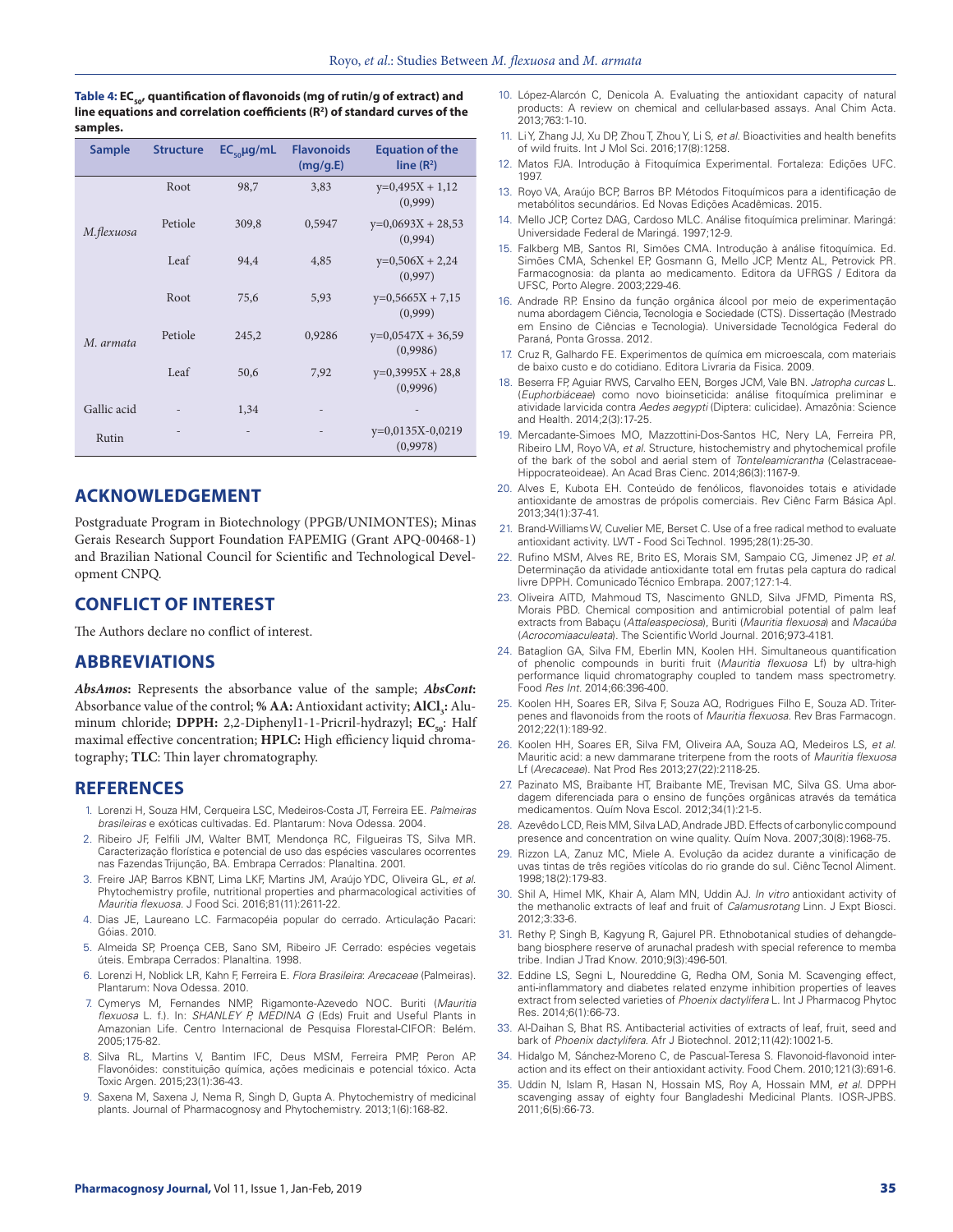**Table 4: $EC_{50}$, quantification of flavonoids (mg of rutin/g of extract) and line equations and correlation coefficients ($R^2$) of standard curves of the samples.**

| Sample | Structure | $EC_{50}$ μg/mL | Flavonoids (mg/g.E) | Equation of the line ($R^2$) |
|---|---|---|---|---|
| *M.flexuosa* | Root | 98,7 | 3,83 | y=0,495X + 1,12 (0,999) |
| | Petiole | 309,8 | 0,5947 | y=0,0693X + 28,53 (0,994) |
| | Leaf | 94,4 | 4,85 | y=0,506X + 2,24 (0,997) |
| *M. armata* | Root | 75,6 | 5,93 | y=0,5665X + 7,15 (0,999) |
| | Petiole | 245,2 | 0,9286 | y=0,0547X + 36,59 (0,9986) |
| | Leaf | 50,6 | 7,92 | y=0,3995X + 28,8 (0,9996) |
| Gallic acid | - | 1,34 | - | - |
| Rutin | - | - | - | y=0,0135X-0,0219 (0,9978) |

## ACKNOWLEDGEMENT

Postgraduate Program in Biotechnology (PPGB/UNIMONTES); Minas Gerais Research Support Foundation FAPEMIG (Grant APQ-00468-1) and Brazilian National Council for Scientific and Technological Development CNPQ.

## CONFLICT OF INTEREST

The Authors declare no conflict of interest.

## ABBREVIATIONS

***AbsAmos*:** Represents the absorbance value of the sample; ***AbsCont*:** Absorbance value of the control; **% AA:** Antioxidant activity; **$AlCl_3$:** Aluminum chloride; **DPPH:** 2,2-Diphenyl1-1-Pricril-hydrazyl; **$EC_{50}$:** Half maximal effective concentration; **HPLC:** High efficiency liquid chromatography; **TLC**: Thin layer chromatography.

## REFERENCES

1. Lorenzi H, Souza HM, Cerqueira LSC, Medeiros-Costa JT, Ferreira EE. *Palmeiras brasileiras* e exóticas cultivadas. Ed. Plantarum: Nova Odessa. 2004.
2. Ribeiro JF, Felfili JM, Walter BMT, Mendonça RC, Filgueiras TS, Silva MR. Caracterização florística e potencial de uso das espécies vasculares ocorrentes nas Fazendas Trijunção, BA. Embrapa Cerrados: Planaltina. 2001.
3. Freire JAP, Barros KBNT, Lima LKF, Martins JM, Araújo YDC, Oliveira GL, *et al.* Phytochemistry profile, nutritional properties and pharmacological activities of *Mauritia flexuosa*. J Food Sci. 2016;81(11):2611-22.
4. Dias JE, Laureano LC. Farmacopéia popular do cerrado. Articulação Pacari: Góias. 2010.
5. Almeida SP, Proença CEB, Sano SM, Ribeiro JF. Cerrado: espécies vegetais úteis. Embrapa Cerrados: Planaltina. 1998.
6. Lorenzi H, Noblick LR, Kahn F, Ferreira E. *Flora Brasileira*: *Arecaceae* (Palmeiras). Plantarum: Nova Odessa. 2010.
7. Cymerys M, Fernandes NMP, Rigamonte-Azevedo NOC. Buriti (*Mauritia flexuosa* L. f.). In: *SHANLEY P, MEDINA G* (Eds) Fruit and Useful Plants in Amazonian Life. Centro Internacional de Pesquisa Florestal-CIFOR: Belém. 2005;175-82.
8. Silva RL, Martins V, Bantim IFC, Deus MSM, Ferreira PMP, Peron AP. Flavonóides: constituição química, ações medicinais e potencial tóxico. Acta Toxic Argen. 2015;23(1):36-43.
9. Saxena M, Saxena J, Nema R, Singh D, Gupta A. Phytochemistry of medicinal plants. Journal of Pharmacognosy and Phytochemistry. 2013;1(6):168-82.
10. López-Alarcón C, Denicola A. Evaluating the antioxidant capacity of natural products: A review on chemical and cellular-based assays. Anal Chim Acta. 2013;763:1-10.
11. Li Y, Zhang JJ, Xu DP, Zhou T, Zhou Y, Li S, *et al.* Bioactivities and health benefits of wild fruits. Int J Mol Sci. 2016;17(8):1258.
12. Matos FJA. Introdução à Fitoquímica Experimental. Fortaleza: Edições UFC. 1997.
13. Royo VA, Araújo BCP, Barros BP. Métodos Fitoquímicos para a identificação de metabólitos secundários. Ed Novas Edições Acadêmicas. 2015.
14. Mello JCP, Cortez DAG, Cardoso MLC. Análise fitoquímica preliminar. Maringá: Universidade Federal de Maringá. 1997;12-9.
15. Falkberg MB, Santos RI, Simões CMA. Introdução à análise fitoquímica. Ed. Simões CMA, Schenkel EP, Gosmann G, Mello JCP, Mentz AL, Petrovick PR. Farmacognosia: da planta ao medicamento. Editora da UFRGS / Editora da UFSC, Porto Alegre. 2003;229-46.
16. Andrade RP. Ensino da função orgânica álcool por meio de experimentação numa abordagem Ciência, Tecnologia e Sociedade (CTS). Dissertação (Mestrado em Ensino de Ciências e Tecnologia). Universidade Tecnológica Federal do Paraná, Ponta Grossa. 2012.
17. Cruz R, Galhardo FE. Experimentos de química em microescala, com materiais de baixo custo e do cotidiano. Editora Livraria da Fisica. 2009.
18. Beserra FP, Aguiar RWS, Carvalho EEN, Borges JCM, Vale BN. *Jatropha curcas* L. (*Euphorbiáceae*) como novo bioinseticida: análise fitoquímica preliminar e atividade larvicida contra *Aedes aegypti* (Diptera: culicidae). Amazônia: Science and Health. 2014;2(3):17-25.
19. Mercadante-Simoes MO, Mazzottini-Dos-Santos HC, Nery LA, Ferreira PR, Ribeiro LM, Royo VA, *et al.* Structure, histochemistry and phytochemical profile of the bark of the sobol and aerial stem of *Tonteleamicrantha* (Celastraceae-Hippocrateoideae). An Acad Bras Cienc. 2014;86(3):1167-9.
20. Alves E, Kubota EH. Conteúdo de fenólicos, flavonoides totais e atividade antioxidante de amostras de própolis comerciais. Rev Ciênc Farm Básica Apl. 2013;34(1):37-41.
21. Brand-Williams W, Cuvelier ME, Berset C. Use of a free radical method to evaluate antioxidant activity. LWT - Food Sci Technol. 1995;28(1):25-30.
22. Rufino MSM, Alves RE, Brito ES, Morais SM, Sampaio CG, Jimenez JP, *et al.* Determinação da atividade antioxidante total em frutas pela captura do radical livre DPPH. Comunicado Técnico Embrapa. 2007;127:1-4.
23. Oliveira AITD, Mahmoud TS, Nascimento GNLD, Silva JFMD, Pimenta RS, Morais PBD. Chemical composition and antimicrobial potential of palm leaf extracts from Babaçu (*Attaleaspeciosa*), Buriti (*Mauritia flexuosa*) and *Macaúba* (*Acrocomiaaculeata*). The Scientific World Journal. 2016;973-4181.
24. Bataglion GA, Silva FM, Eberlin MN, Koolen HH. Simultaneous quantification of phenolic compounds in buriti fruit (*Mauritia flexuosa* Lf) by ultra-high performance liquid chromatography coupled to tandem mass spectrometry. Food *Res Int*. 2014;66:396-400.
25. Koolen HH, Soares ER, Silva F, Souza AQ, Rodrigues Filho E, Souza AD. Triterpenes and flavonoids from the roots of *Mauritia flexuosa*. Rev Bras Farmacogn. 2012;22(1):189-92.
26. Koolen HH, Soares ER, Silva FM, Oliveira AA, Souza AQ, Medeiros LS, *et al.* Mauritic acid: a new dammarane triterpene from the roots of *Mauritia flexuosa* Lf (*Arecaceae*). Nat Prod Res 2013;27(22):2118-25.
27. Pazinato MS, Braibante HT, Braibante ME, Trevisan MC, Silva GS. Uma abordagem diferenciada para o ensino de funções orgânicas através da temática medicamentos. Quím Nova Escol. 2012;34(1):21-5.
28. Azevêdo LCD, Reis MM, Silva LAD, Andrade JBD. Effects of carbonylic compound presence and concentration on wine quality. Quím Nova. 2007;30(8):1968-75.
29. Rizzon LA, Zanuz MC, Miele A. Evolução da acidez durante a vinificação de uvas tintas de três regiões vitícolas do rio grande do sul. Ciênc Tecnol Aliment. 1998;18(2):179-83.
30. Shil A, Himel MK, Khair A, Alam MN, Uddin AJ. *In vitro* antioxidant activity of the methanolic extracts of leaf and fruit of *Calamusrotang* Linn. J Expt Biosci. 2012;3:33-6.
31. Rethy P, Singh B, Kagyung R, Gajurel PR. Ethnobotanical studies of dehangdebang biosphere reserve of arunachal pradesh with special reference to memba tribe. Indian J Trad Know. 2010;9(3):496-501.
32. Eddine LS, Segni L, Noureddine G, Redha OM, Sonia M. Scavenging effect, anti-inflammatory and diabetes related enzyme inhibition properties of leaves extract from selected varieties of *Phoenix dactylifera* L. Int J Pharmacog Phytoc Res. 2014;6(1):66-73.
33. Al-Daihan S, Bhat RS. Antibacterial activities of extracts of leaf, fruit, seed and bark of *Phoenix dactylifera*. Afr J Biotechnol. 2012;11(42):10021-5.
34. Hidalgo M, Sánchez-Moreno C, de Pascual-Teresa S. Flavonoid-flavonoid interaction and its effect on their antioxidant activity. Food Chem. 2010;121(3):691-6.
35. Uddin N, Islam R, Hasan N, Hossain MS, Roy A, Hossain MM, *et al.* DPPH scavenging assay of eighty four Bangladeshi Medicinal Plants. IOSR-JPBS. 2011;6(5):66-73.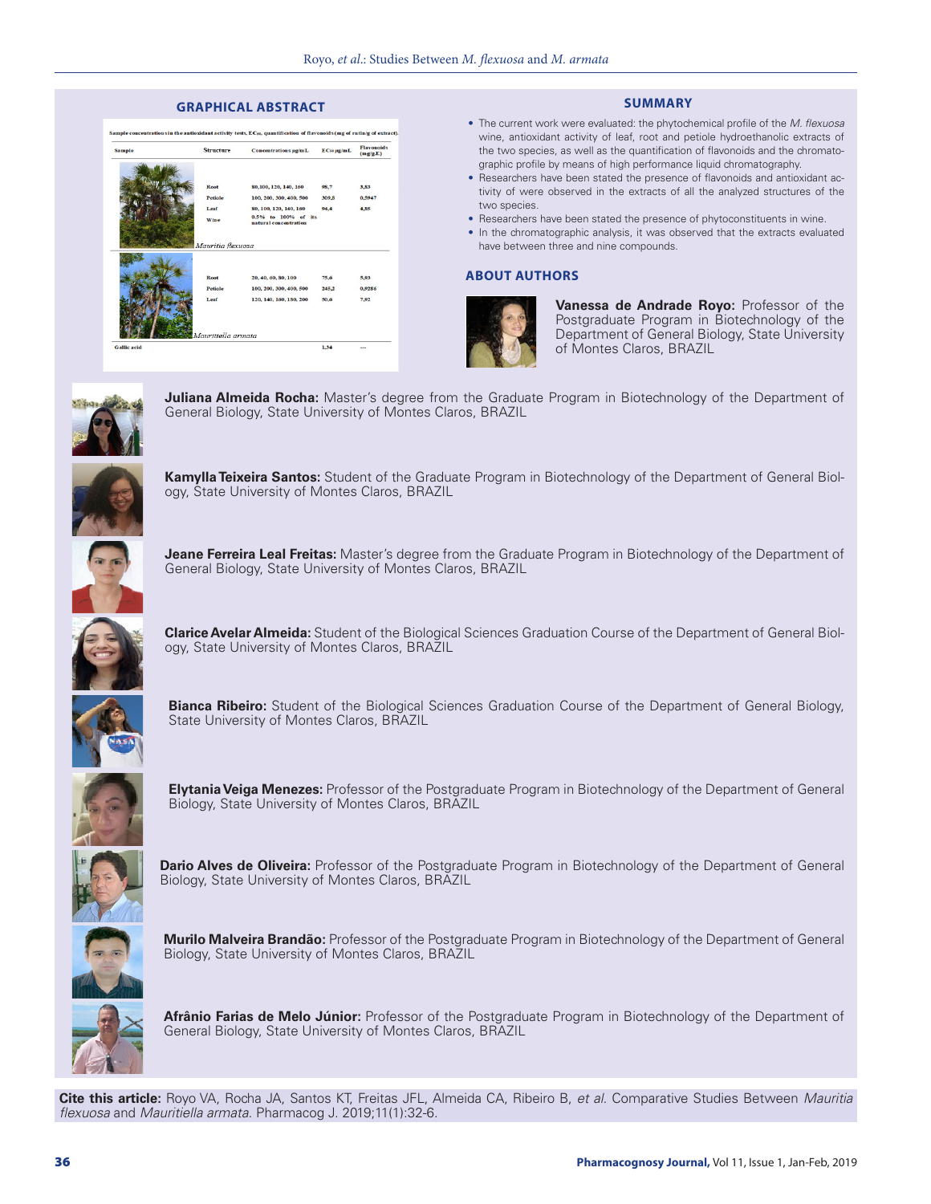## GRAPHICAL ABSTRACT

Sample concentrations in the antioxidant activity tests, $EC_{50}$, quantification of flavonoids (mg of rutin/g of extract).

| Sample | Structure | Concentrations µg/mL | $EC_{50}$ µg/mL | Flavonoids (mg/g.E) |
|---|---|---|---|---|
| *Mauritia flexuosa* | Root | 80, 100, 120, 140, 160 | 98,7 | 3,83 |
| | Petiole | 100, 200, 300, 400, 500 | 309,8 | 0,5947 |
| | Leaf | 80, 100, 120, 140, 160 | 94,4 | 4,85 |
| | Wine | 0.5% to 100% of its natural concentration | | |
| *Mauritiella armata* | Root | 20, 40, 60, 80, 100 | 75,6 | 5,93 |
| | Petiole | 100, 200, 300, 400, 500 | 245,2 | 0,9286 |
| | Leaf | 120, 140, 160, 180, 200 | 50,6 | 7,92 |
| Gallic acid | | | 1,34 | --- |

## SUMMARY

- The current work were evaluated: the phytochemical profile of the *M. flexuosa* wine, antioxidant activity of leaf, root and petiole hydroethanolic extracts of the two species, as well as the quantification of flavonoids and the chromatographic profile by means of high performance liquid chromatography.
- Researchers have been stated the presence of flavonoids and antioxidant activity of were observed in the extracts of all the analyzed structures of the two species.
- Researchers have been stated the presence of phytoconstituents in wine.
- In the chromatographic analysis, it was observed that the extracts evaluated have between three and nine compounds.

## ABOUT AUTHORS

**Vanessa de Andrade Royo:** Professor of the Postgraduate Program in Biotechnology of the Department of General Biology, State University of Montes Claros, BRAZIL

**Juliana Almeida Rocha:** Master's degree from the Graduate Program in Biotechnology of the Department of General Biology, State University of Montes Claros, BRAZIL

**Kamylla Teixeira Santos:** Student of the Graduate Program in Biotechnology of the Department of General Biology, State University of Montes Claros, BRAZIL

**Jeane Ferreira Leal Freitas:** Master's degree from the Graduate Program in Biotechnology of the Department of General Biology, State University of Montes Claros, BRAZIL

**Clarice Avelar Almeida:** Student of the Biological Sciences Graduation Course of the Department of General Biology, State University of Montes Claros, BRAZIL

**Bianca Ribeiro:** Student of the Biological Sciences Graduation Course of the Department of General Biology, State University of Montes Claros, BRAZIL

**Elytania Veiga Menezes:** Professor of the Postgraduate Program in Biotechnology of the Department of General Biology, State University of Montes Claros, BRAZIL

**Dario Alves de Oliveira:** Professor of the Postgraduate Program in Biotechnology of the Department of General Biology, State University of Montes Claros, BRAZIL

**Murilo Malveira Brandão:** Professor of the Postgraduate Program in Biotechnology of the Department of General Biology, State University of Montes Claros, BRAZIL

**Afrânio Farias de Melo Júnior:** Professor of the Postgraduate Program in Biotechnology of the Department of General Biology, State University of Montes Claros, BRAZIL

**Cite this article:** Royo VA, Rocha JA, Santos KT, Freitas JFL, Almeida CA, Ribeiro B, *et al.* Comparative Studies Between *Mauritia flexuosa* and *Mauritiella armata*. Pharmacog J. 2019;11(1):32-6.